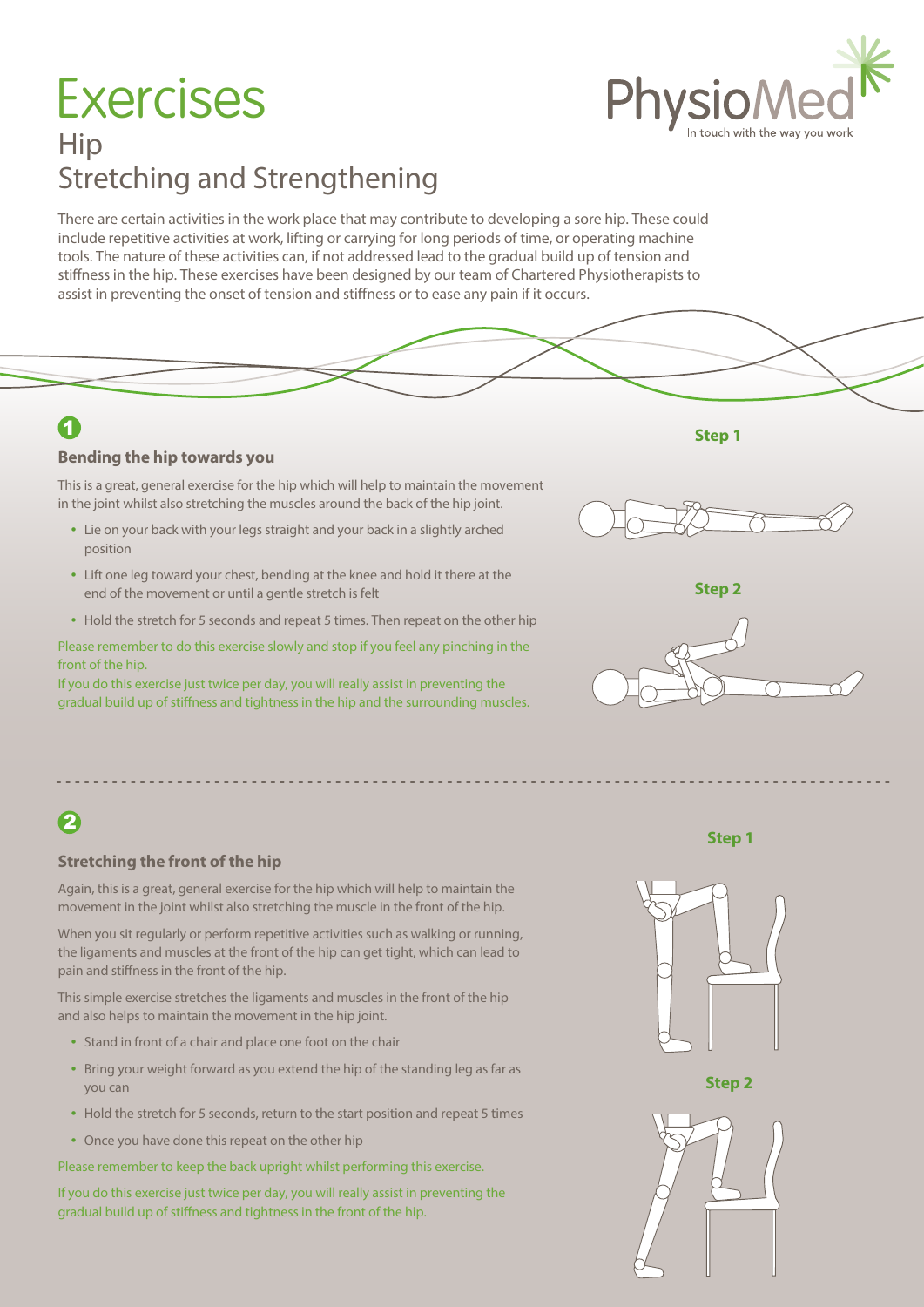# Exercises

## Hip
## Stretching and Strengthening

There are certain activities in the work place that may contribute to developing a sore hip. These could include repetitive activities at work, lifting or carrying for long periods of time, or operating machine tools. The nature of these activities can, if not addressed lead to the gradual build up of tension and stiffness in the hip. These exercises have been designed by our team of Chartered Physiotherapists to assist in preventing the onset of tension and stiffness or to ease any pain if it occurs.

### 1

**Bending the hip towards you**

This is a great, general exercise for the hip which will help to maintain the movement in the joint whilst also stretching the muscles around the back of the hip joint.

- Lie on your back with your legs straight and your back in a slightly arched position
- Lift one leg toward your chest, bending at the knee and hold it there at the end of the movement or until a gentle stretch is felt
- Hold the stretch for 5 seconds and repeat 5 times. Then repeat on the other hip

Please remember to do this exercise slowly and stop if you feel any pinching in the front of the hip.
If you do this exercise just twice per day, you will really assist in preventing the gradual build up of stiffness and tightness in the hip and the surrounding muscles.

Step 1

Step 2

### 2

**Stretching the front of the hip**

Again, this is a great, general exercise for the hip which will help to maintain the movement in the joint whilst also stretching the muscle in the front of the hip.

When you sit regularly or perform repetitive activities such as walking or running, the ligaments and muscles at the front of the hip can get tight, which can lead to pain and stiffness in the front of the hip.

This simple exercise stretches the ligaments and muscles in the front of the hip and also helps to maintain the movement in the hip joint.

- Stand in front of a chair and place one foot on the chair
- Bring your weight forward as you extend the hip of the standing leg as far as you can
- Hold the stretch for 5 seconds, return to the start position and repeat 5 times
- Once you have done this repeat on the other hip

Please remember to keep the back upright whilst performing this exercise.

If you do this exercise just twice per day, you will really assist in preventing the gradual build up of stiffness and tightness in the front of the hip.

Step 1

Step 2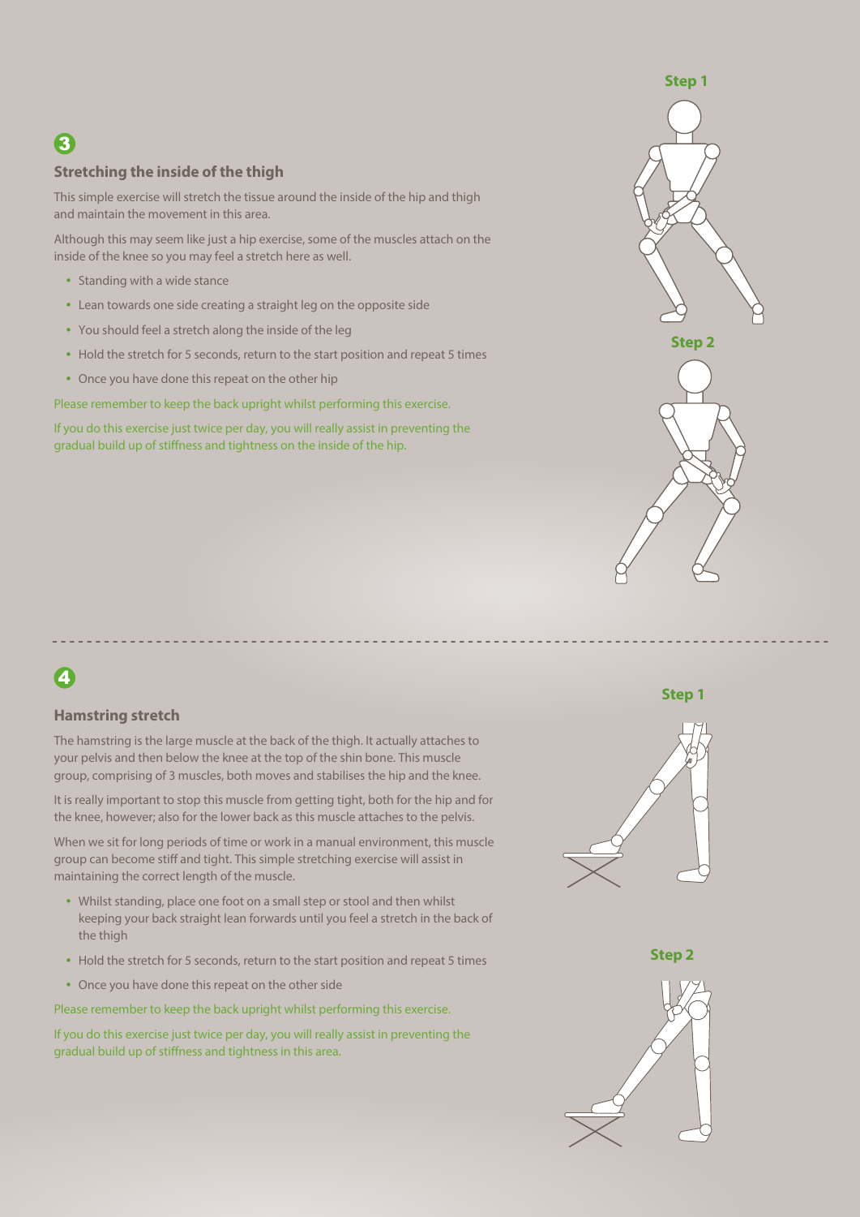## 3

### Stretching the inside of the thigh

This simple exercise will stretch the tissue around the inside of the hip and thigh and maintain the movement in this area.

Although this may seem like just a hip exercise, some of the muscles attach on the inside of the knee so you may feel a stretch here as well.

- Standing with a wide stance
- Lean towards one side creating a straight leg on the opposite side
- You should feel a stretch along the inside of the leg
- Hold the stretch for 5 seconds, return to the start position and repeat 5 times
- Once you have done this repeat on the other hip

Please remember to keep the back upright whilst performing this exercise.

If you do this exercise just twice per day, you will really assist in preventing the gradual build up of stiffness and tightness on the inside of the hip.

Step 1

Step 2

---

## 4

### Hamstring stretch

The hamstring is the large muscle at the back of the thigh. It actually attaches to your pelvis and then below the knee at the top of the shin bone. This muscle group, comprising of 3 muscles, both moves and stabilises the hip and the knee.

It is really important to stop this muscle from getting tight, both for the hip and for the knee, however; also for the lower back as this muscle attaches to the pelvis.

When we sit for long periods of time or work in a manual environment, this muscle group can become stiff and tight. This simple stretching exercise will assist in maintaining the correct length of the muscle.

- Whilst standing, place one foot on a small step or stool and then whilst keeping your back straight lean forwards until you feel a stretch in the back of the thigh
- Hold the stretch for 5 seconds, return to the start position and repeat 5 times
- Once you have done this repeat on the other side

Please remember to keep the back upright whilst performing this exercise.

If you do this exercise just twice per day, you will really assist in preventing the gradual build up of stiffness and tightness in this area.

Step 1

Step 2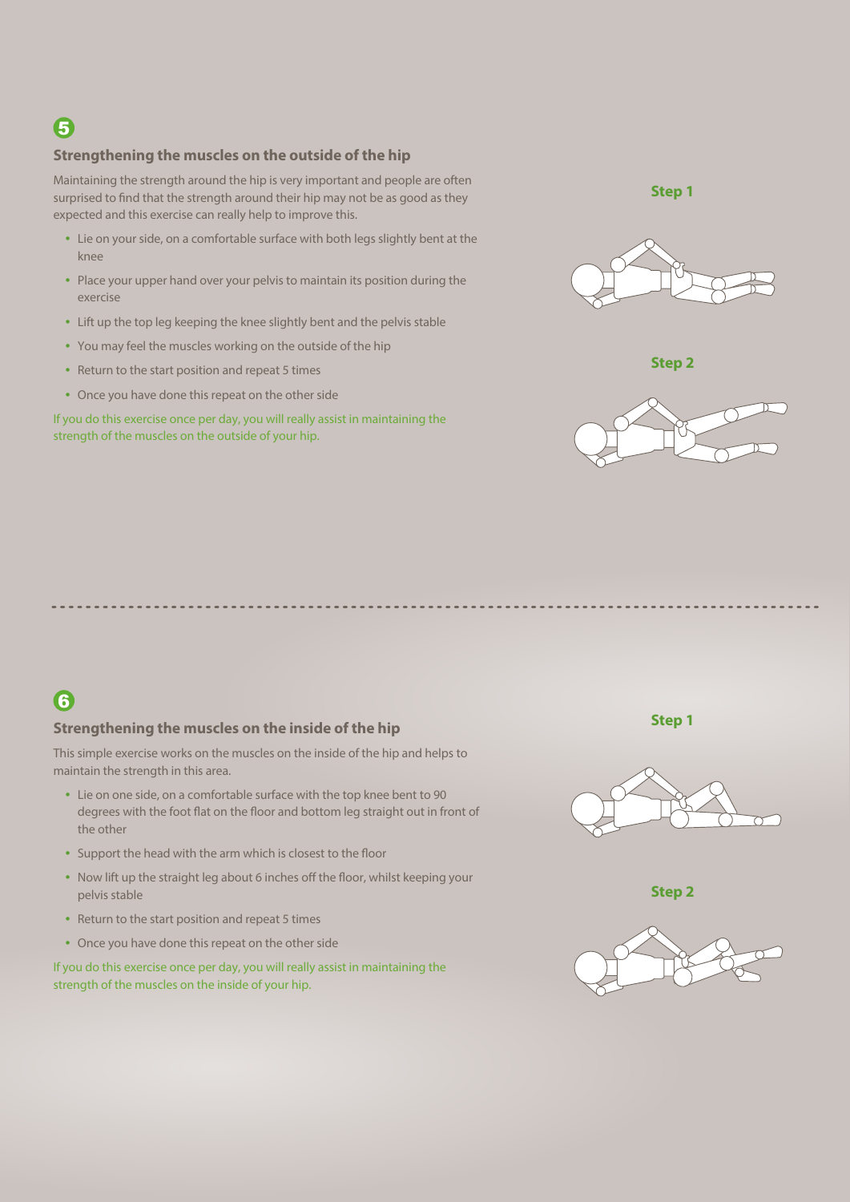## 5

### Strengthening the muscles on the outside of the hip

Maintaining the strength around the hip is very important and people are often surprised to find that the strength around their hip may not be as good as they expected and this exercise can really help to improve this.

- Lie on your side, on a comfortable surface with both legs slightly bent at the knee
- Place your upper hand over your pelvis to maintain its position during the exercise
- Lift up the top leg keeping the knee slightly bent and the pelvis stable
- You may feel the muscles working on the outside of the hip
- Return to the start position and repeat 5 times
- Once you have done this repeat on the other side

If you do this exercise once per day, you will really assist in maintaining the strength of the muscles on the outside of your hip.

**Step 1**

**Step 2**

## 6

### Strengthening the muscles on the inside of the hip

This simple exercise works on the muscles on the inside of the hip and helps to maintain the strength in this area.

- Lie on one side, on a comfortable surface with the top knee bent to 90 degrees with the foot flat on the floor and bottom leg straight out in front of the other
- Support the head with the arm which is closest to the floor
- Now lift up the straight leg about 6 inches off the floor, whilst keeping your pelvis stable
- Return to the start position and repeat 5 times
- Once you have done this repeat on the other side

If you do this exercise once per day, you will really assist in maintaining the strength of the muscles on the inside of your hip.

**Step 1**

**Step 2**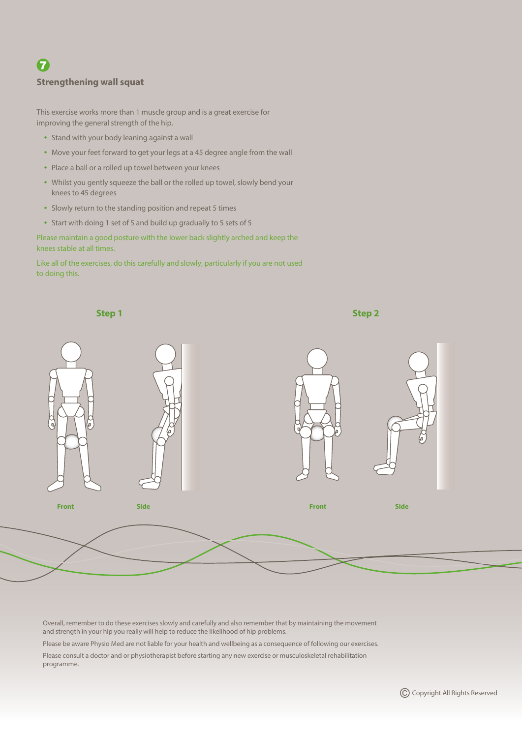## 7

### Strengthening wall squat

This exercise works more than 1 muscle group and is a great exercise for improving the general strength of the hip.

- Stand with your body leaning against a wall
- Move your feet forward to get your legs at a 45 degree angle from the wall
- Place a ball or a rolled up towel between your knees
- Whilst you gently squeeze the ball or the rolled up towel, slowly bend your knees to 45 degrees
- Slowly return to the standing position and repeat 5 times
- Start with doing 1 set of 5 and build up gradually to 5 sets of 5

Please maintain a good posture with the lower back slightly arched and keep the knees stable at all times.

Like all of the exercises, do this carefully and slowly, particularly if you are not used to doing this.

**Step 1**

Front

Side

**Step 2**

Front

Side

Overall, remember to do these exercises slowly and carefully and also remember that by maintaining the movement and strength in your hip you really will help to reduce the likelihood of hip problems.

Please be aware Physio Med are not liable for your health and wellbeing as a consequence of following our exercises.

Please consult a doctor and or physiotherapist before starting any new exercise or musculoskeletal rehabilitation programme.

© Copyright All Rights Reserved